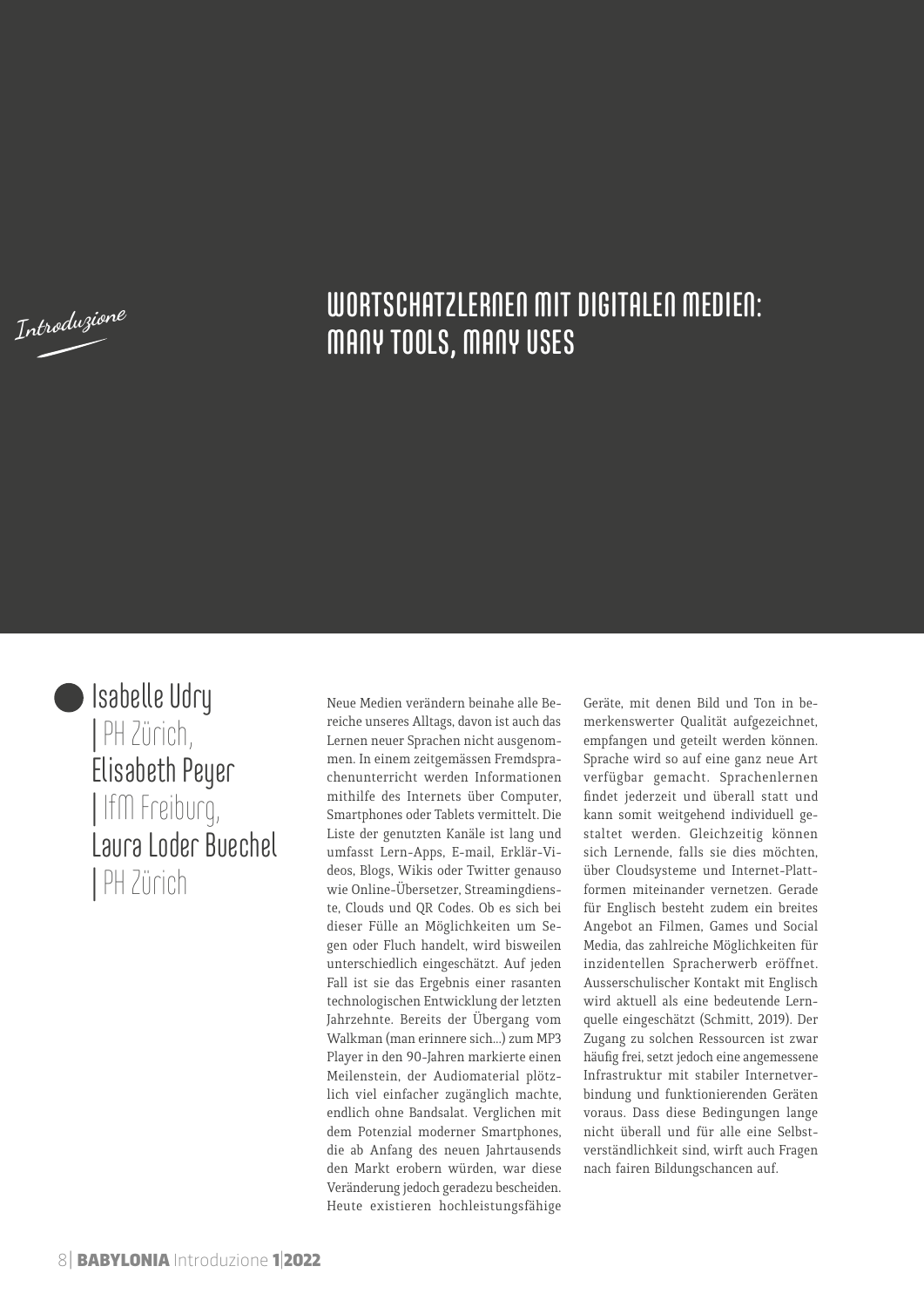*Introduzione*

# WORTSCHATZLERNEN MIT DIGITALEN MEDIEN: MANY TOOLS, MANY USES

**Isabelle Udry** | PH Zürich,
**Elisabeth Peyer** | IfM Freiburg,
**Laura Loder Buechel** | PH Zürich

Neue Medien verändern beinahe alle Bereiche unseres Alltags, davon ist auch das Lernen neuer Sprachen nicht ausgenommen. In einem zeitgemässen Fremdsprachenunterricht werden Informationen mithilfe des Internets über Computer, Smartphones oder Tablets vermittelt. Die Liste der genutzten Kanäle ist lang und umfasst Lern-Apps, E-mail, Erklär-Videos, Blogs, Wikis oder Twitter genauso wie Online-Übersetzer, Streamingdienste, Clouds und QR Codes. Ob es sich bei dieser Fülle an Möglichkeiten um Segen oder Fluch handelt, wird bisweilen unterschiedlich eingeschätzt. Auf jeden Fall ist sie das Ergebnis einer rasanten technologischen Entwicklung der letzten Jahrzehnte. Bereits der Übergang vom Walkman (man erinnere sich…) zum MP3 Player in den 90-Jahren markierte einen Meilenstein, der Audiomaterial plötzlich viel einfacher zugänglich machte, endlich ohne Bandsalat. Verglichen mit dem Potenzial moderner Smartphones, die ab Anfang des neuen Jahrtausends den Markt erobern würden, war diese Veränderung jedoch geradezu bescheiden. Heute existieren hochleistungsfähige Geräte, mit denen Bild und Ton in bemerkenswerter Qualität aufgezeichnet, empfangen und geteilt werden können. Sprache wird so auf eine ganz neue Art verfügbar gemacht. Sprachenlernen findet jederzeit und überall statt und kann somit weitgehend individuell gestaltet werden. Gleichzeitig können sich Lernende, falls sie dies möchten, über Cloudsysteme und Internet-Plattformen miteinander vernetzen. Gerade für Englisch besteht zudem ein breites Angebot an Filmen, Games und Social Media, das zahlreiche Möglichkeiten für inzidentellen Spracherwerb eröffnet. Ausserschulischer Kontakt mit Englisch wird aktuell als eine bedeutende Lernquelle eingeschätzt (Schmitt, 2019). Der Zugang zu solchen Ressourcen ist zwar häufig frei, setzt jedoch eine angemessene Infrastruktur mit stabiler Internetverbindung und funktionierenden Geräten voraus. Dass diese Bedingungen lange nicht überall und für alle eine Selbstverständlichkeit sind, wirft auch Fragen nach fairen Bildungschancen auf.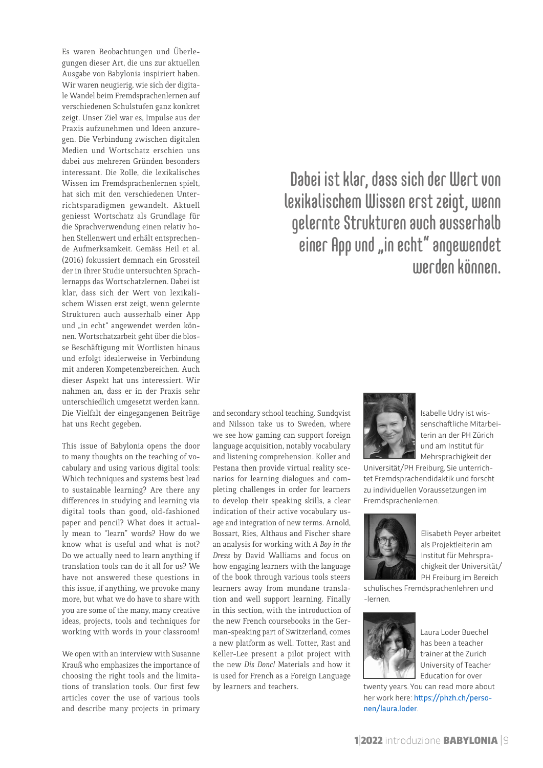Es waren Beobachtungen und Überlegungen dieser Art, die uns zur aktuellen Ausgabe von Babylonia inspiriert haben. Wir waren neugierig, wie sich der digitale Wandel beim Fremdsprachenlernen auf verschiedenen Schulstufen ganz konkret zeigt. Unser Ziel war es, Impulse aus der Praxis aufzunehmen und Ideen anzuregen. Die Verbindung zwischen digitalen Medien und Wortschatz erschien uns dabei aus mehreren Gründen besonders interessant. Die Rolle, die lexikalisches Wissen im Fremdsprachenlernen spielt, hat sich mit den verschiedenen Unterrichtsparadigmen gewandelt. Aktuell geniesst Wortschatz als Grundlage für die Sprachverwendung einen relativ hohen Stellenwert und erhält entsprechende Aufmerksamkeit. Gemäss Heil et al. (2016) fokussiert demnach ein Grossteil der in ihrer Studie untersuchten Sprachlernapps das Wortschatzlernen. Dabei ist klar, dass sich der Wert von lexikalischem Wissen erst zeigt, wenn gelernte Strukturen auch ausserhalb einer App und „in echt" angewendet werden können. Wortschatzarbeit geht über die blosse Beschäftigung mit Wortlisten hinaus und erfolgt idealerweise in Verbindung mit anderen Kompetenzbereichen. Auch dieser Aspekt hat uns interessiert. Wir nahmen an, dass er in der Praxis sehr unterschiedlich umgesetzt werden kann. Die Vielfalt der eingegangenen Beiträge hat uns Recht gegeben.

> Dabei ist klar, dass sich der Wert von lexikalischem Wissen erst zeigt, wenn gelernte Strukturen auch ausserhalb einer App und „in echt" angewendet werden können.

This issue of Babylonia opens the door to many thoughts on the teaching of vocabulary and using various digital tools: Which techniques and systems best lead to sustainable learning? Are there any differences in studying and learning via digital tools than good, old-fashioned paper and pencil? What does it actually mean to "learn" words? How do we know what is useful and what is not? Do we actually need to learn anything if translation tools can do it all for us? We have not answered these questions in this issue, if anything, we provoke many more, but what we do have to share with you are some of the many, many creative ideas, projects, tools and techniques for working with words in your classroom!

We open with an interview with Susanne Krauß who emphasizes the importance of choosing the right tools and the limitations of translation tools. Our first few articles cover the use of various tools and describe many projects in primary and secondary school teaching. Sundqvist and Nilsson take us to Sweden, where we see how gaming can support foreign language acquisition, notably vocabulary and listening comprehension. Koller and Pestana then provide virtual reality scenarios for learning dialogues and completing challenges in order for learners to develop their speaking skills, a clear indication of their active vocabulary usage and integration of new terms. Arnold, Bossart, Ries, Althaus and Fischer share an analysis for working with *A Boy in the Dress* by David Walliams and focus on how engaging learners with the language of the book through various tools steers learners away from mundane translation and well support learning. Finally in this section, with the introduction of the new French coursebooks in the German-speaking part of Switzerland, comes a new platform as well. Totter, Rast and Keller-Lee present a pilot project with the new *Dis Donc!* Materials and how it is used for French as a Foreign Language by learners and teachers.

Isabelle Udry ist wissenschaftliche Mitarbeiterin an der PH Zürich und am Institut für Mehrsprachigkeit der Universität/PH Freiburg. Sie unterrichtet Fremdsprachendidaktik und forscht zu individuellen Voraussetzungen im Fremdsprachenlernen.

Elisabeth Peyer arbeitet als Projektleiterin am Institut für Mehrsprachigkeit der Universität/PH Freiburg im Bereich schulisches Fremdsprachenlehren und -lernen.

Laura Loder Buechel has been a teacher trainer at the Zurich University of Teacher Education for over twenty years. You can read more about her work here: https://phzh.ch/personen/laura.loder.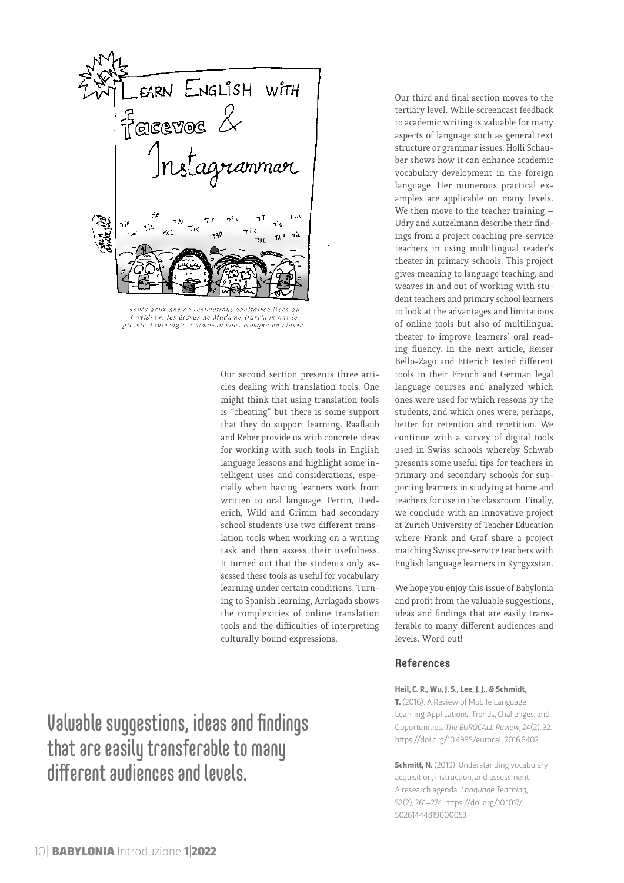Après deux ans de restrictions sanitaires liées au Covid-19, les élèves de Madame Harrison ont le plaisir d'interagir à nouveau sans masque en classe.

Our second section presents three articles dealing with translation tools. One might think that using translation tools is "cheating" but there is some support that they do support learning. Raaflaub and Reber provide us with concrete ideas for working with such tools in English language lessons and highlight some intelligent uses and considerations, especially when having learners work from written to oral language. Perrin, Diederich, Wild and Grimm had secondary school students use two different translation tools when working on a writing task and then assess their usefulness. It turned out that the students only assessed these tools as useful for vocabulary learning under certain conditions. Turning to Spanish learning, Arriagada shows the complexities of online translation tools and the difficulties of interpreting culturally bound expressions.

Our third and final section moves to the tertiary level. While screencast feedback to academic writing is valuable for many aspects of language such as general text structure or grammar issues, Holli Schauber shows how it can enhance academic vocabulary development in the foreign language. Her numerous practical examples are applicable on many levels. We then move to the teacher training – Udry and Kutzelmann describe their findings from a project coaching pre-service teachers in using multilingual reader's theater in primary schools. This project gives meaning to language teaching, and weaves in and out of working with student teachers and primary school learners to look at the advantages and limitations of online tools but also of multilingual theater to improve learners' oral reading fluency. In the next article, Reiser Bello-Zago and Etterich tested different tools in their French and German legal language courses and analyzed which ones were used for which reasons by the students, and which ones were, perhaps, better for retention and repetition. We continue with a survey of digital tools used in Swiss schools whereby Schwab presents some useful tips for teachers in primary and secondary schools for supporting learners in studying at home and teachers for use in the classroom. Finally, we conclude with an innovative project at Zurich University of Teacher Education where Frank and Graf share a project matching Swiss pre-service teachers with English language learners in Kyrgyzstan.

We hope you enjoy this issue of Babylonia and profit from the valuable suggestions, ideas and findings that are easily transferable to many different audiences and levels. Word out!

> Valuable suggestions, ideas and findings that are easily transferable to many different audiences and levels.

## References

**Heil, C. R., Wu, J. S., Lee, J. J., & Schmidt, T.** (2016). A Review of Mobile Language Learning Applications: Trends, Challenges, and Opportunities. *The EUROCALL Review*, 24(2), 32. https://doi.org/10.4995/eurocall.2016.6402

**Schmitt, N.** (2019). Understanding vocabulary acquisition, instruction, and assessment: A research agenda. *Language Teaching*, 52(2), 261–274. https://doi.org/10.1017/S0261444819000053